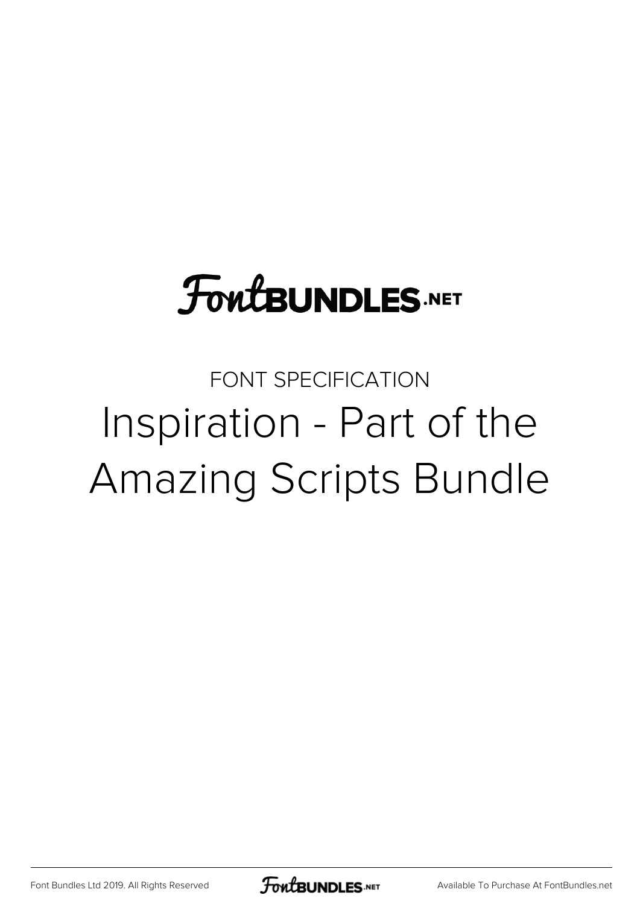FontBUNDLES.NET

FONT SPECIFICATION

# Inspiration - Part of the Amazing Scripts Bundle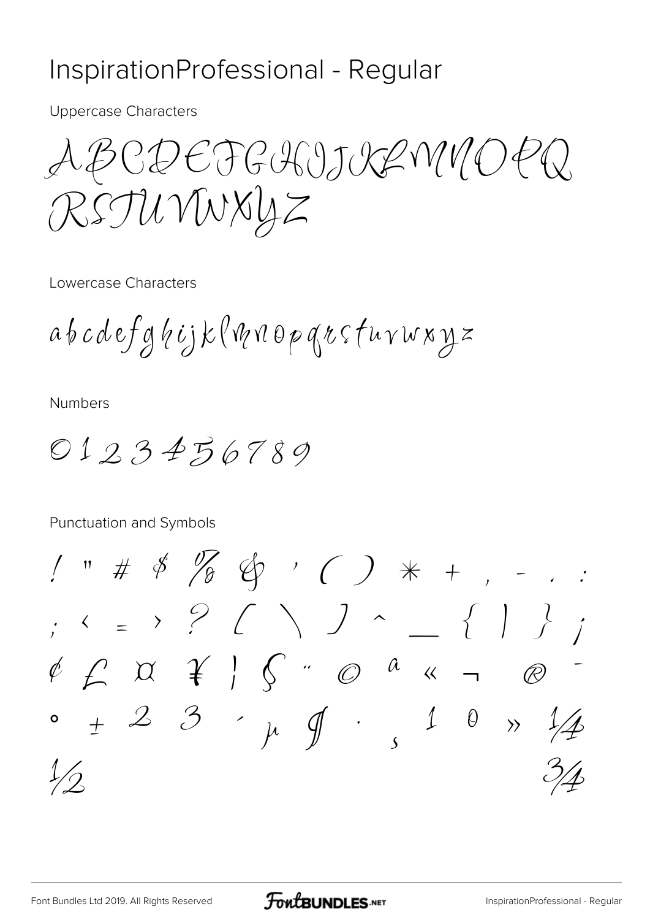# InspirationProfessional - Regular

Uppercase Characters

ABCDEFGHIJKLMNOPQ
RSTUVWXYZ

Lowercase Characters

abcdefghijklmnopqrstuvwxyz

Numbers

0123456789

Punctuation and Symbols

! " # $ % & ' ( ) * + , - . :
; < = > ? [ \ ] ^ _ { | } ¡
¢ £ ¤ ¥ ¦ § ¨ © ª « ¬ ® ¯
° ± ² ³ ´ µ ¶ · ¸ ¹ º » ¼
½ ¾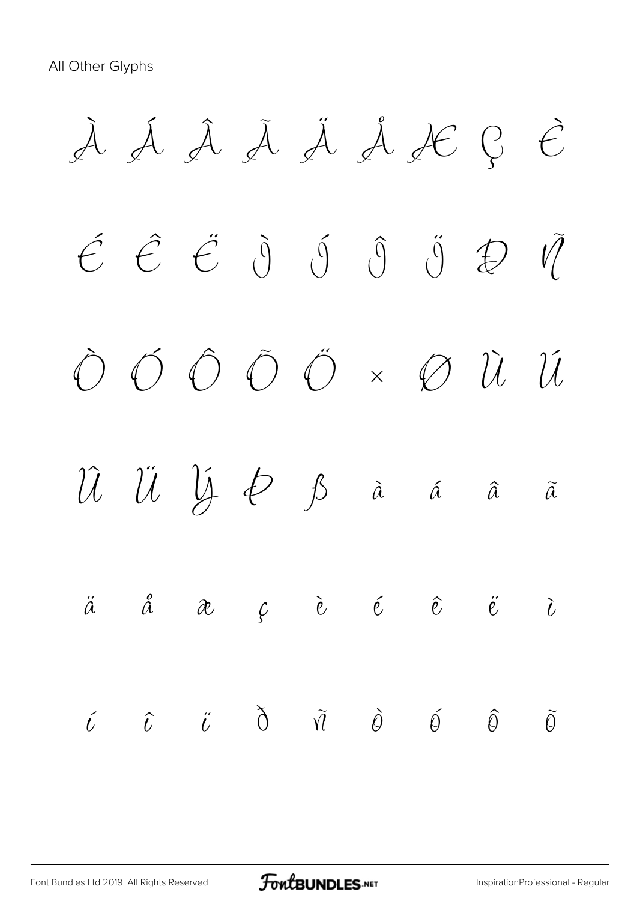All Other Glyphs

À Á Â Ã Ä Å Æ Ç È

É Ê Ë Ì Í Î Ï Ð Ñ

Ò Ó Ô Õ Ö × Ø Ù Ú

Û Ü Ý Þ ß à á â ã

ä å æ ç è é ê ë ì

í î ï ð ñ ò ó ô õ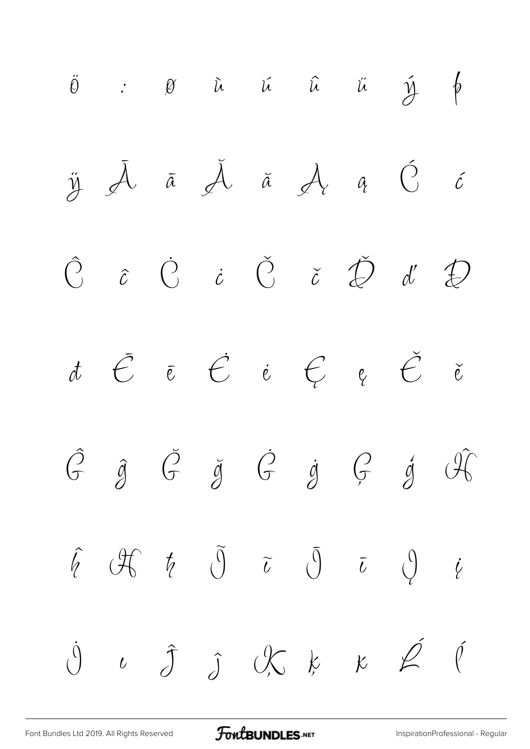ő ÷ ø ù ú û ü ý þ

ÿ Ā ā Ă ă Ą ą Ć ć

Ĉ ĉ Ċ ċ Č č Ď ď Đ

đ Ē ē Ė ė Ę ę Ě ě

Ĝ ĝ Ğ ğ Ġ ġ Ģ ģ Ĥ

ĥ Ħ ħ Ĩ ĩ Ī ī Į į

İ ı Ĵ ĵ Ķ ķ ĸ Ĺ ĺ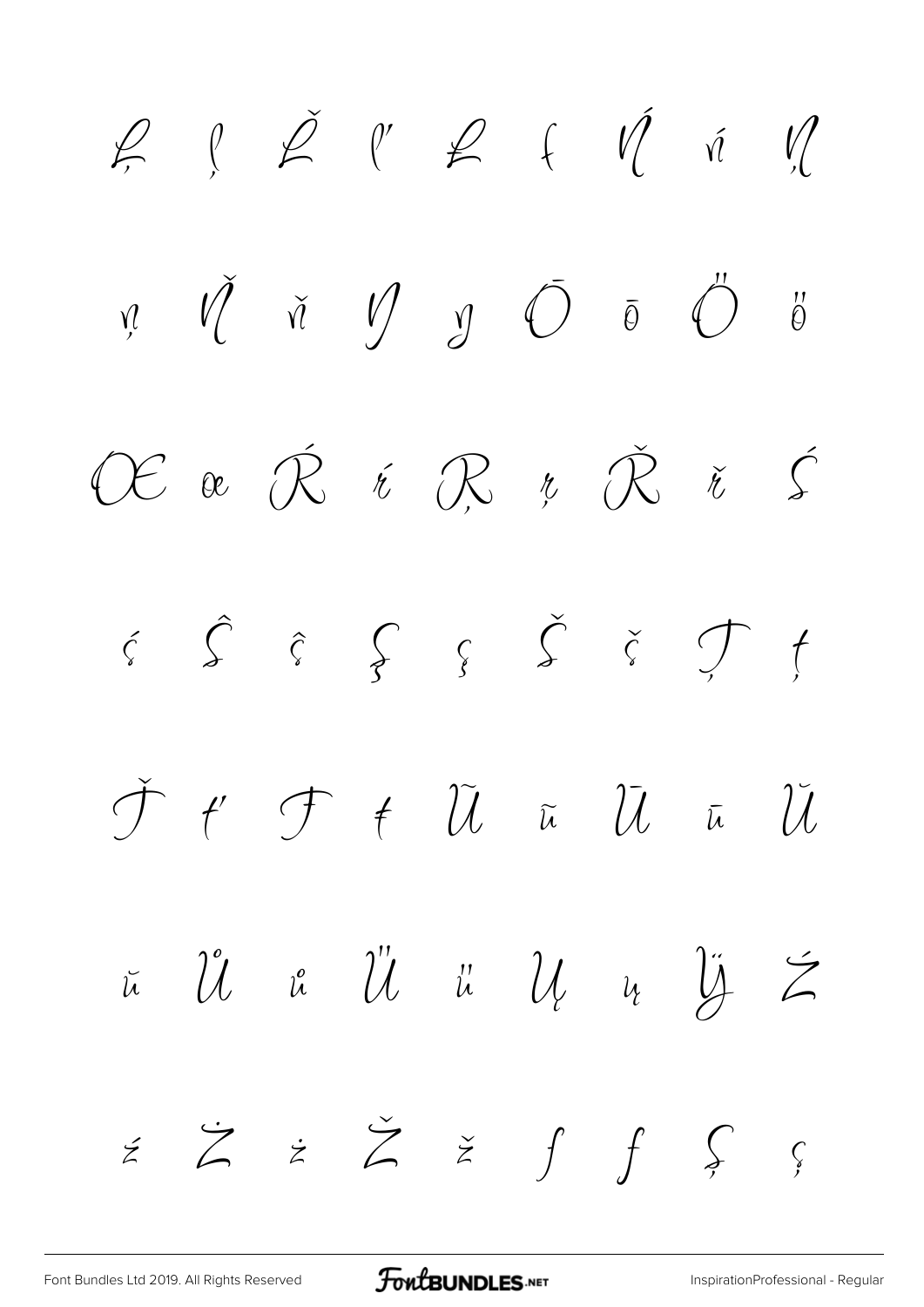Ļ ļ Ľ ľ Ł ł Ń ń Ņ

ņ Ň ň Ŋ ŋ Ō ō Ő ő

Œ œ Ŕ ŕ Ŗ ŗ Ř ř Ś

ś Ŝ ŝ Ş ş Š š Ţ ţ

Ť ť Ŧ ŧ Ũ ũ Ū ū Ŭ

ŭ Ů ů Ű ű Ų ų Ÿ Ź

ź Ż ż Ž ž ƒ ƒ Ș ș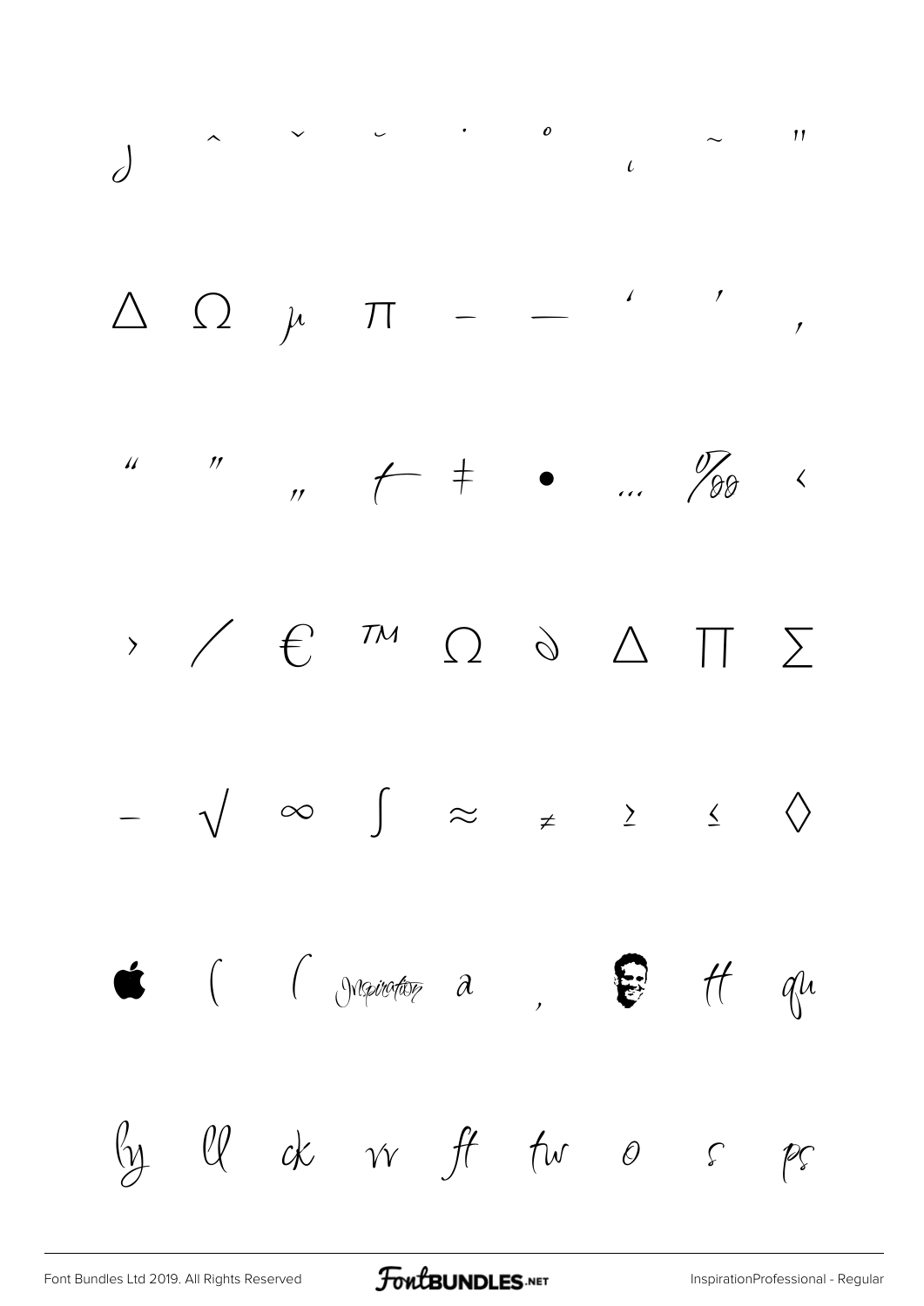ȷ ˆ ˇ ˘ ˙ ˚ ¸ ˜ ˝

∆ Ω µ π – — ‘ ’ ‚

“ ” „ † ‡ • … ‰ ‹

› ⁄ € ™ Ω ∂ ∆ ∏ ∑

− √ ∞ ∫ ≈ ≠ ≥ ≤ ◊

 ( ( Inspiration a , ff qu

ly ll ck vr ft tw o s ps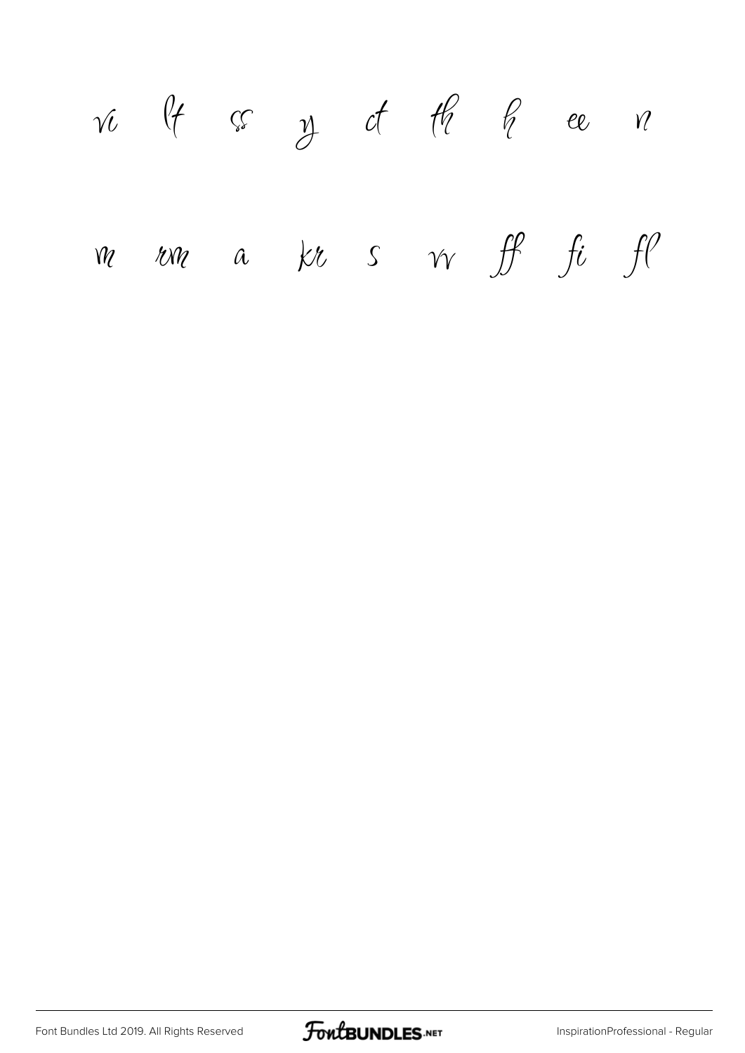vi lt ss y ct th h ee n

m rm a kr s vv ff fi fl